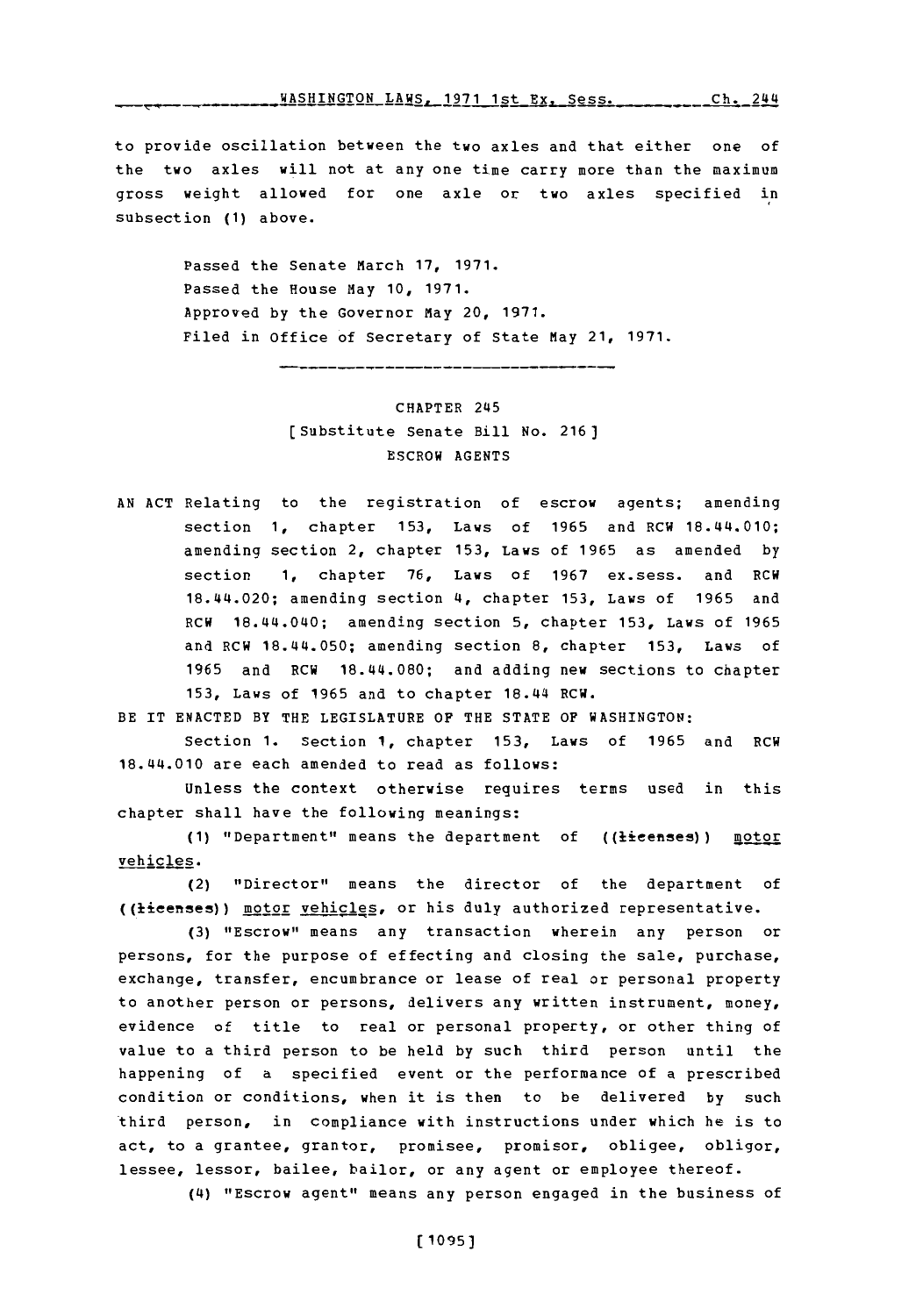to provide oscillation between the two axles and that either one of the two axles will not at any one time carry more than the maximum gross weight allowed for one axle or two axles specified in subsection (1) above.

Passed the Senate March 17, 1971.
Passed the House May 10, 1971.
Approved by the Governor May 20, 1971.
Filed in Office of Secretary of State May 21, 1971.

---

CHAPTER 245

[Substitute Senate Bill No. 216]

ESCROW AGENTS

AN ACT Relating to the registration of escrow agents; amending section 1, chapter 153, Laws of 1965 and RCW 18.44.010; amending section 2, chapter 153, Laws of 1965 as amended by section 1, chapter 76, Laws of 1967 ex.sess. and RCW 18.44.020; amending section 4, chapter 153, Laws of 1965 and RCW 18.44.040; amending section 5, chapter 153, Laws of 1965 and RCW 18.44.050; amending section 8, chapter 153, Laws of 1965 and RCW 18.44.080; and adding new sections to chapter 153, Laws of 1965 and to chapter 18.44 RCW.

BE IT ENACTED BY THE LEGISLATURE OF THE STATE OF WASHINGTON:

Section 1. Section 1, chapter 153, Laws of 1965 and RCW 18.44.010 are each amended to read as follows:

Unless the context otherwise requires terms used in this chapter shall have the following meanings:

(1) "Department" means the department of ((licenses)) motor vehicles.

(2) "Director" means the director of the department of ((licenses)) motor vehicles, or his duly authorized representative.

(3) "Escrow" means any transaction wherein any person or persons, for the purpose of effecting and closing the sale, purchase, exchange, transfer, encumbrance or lease of real or personal property to another person or persons, delivers any written instrument, money, evidence of title to real or personal property, or other thing of value to a third person to be held by such third person until the happening of a specified event or the performance of a prescribed condition or conditions, when it is then to be delivered by such third person, in compliance with instructions under which he is to act, to a grantee, grantor, promisee, promisor, obligee, obligor, lessee, lessor, bailee, bailor, or any agent or employee thereof.

(4) "Escrow agent" means any person engaged in the business of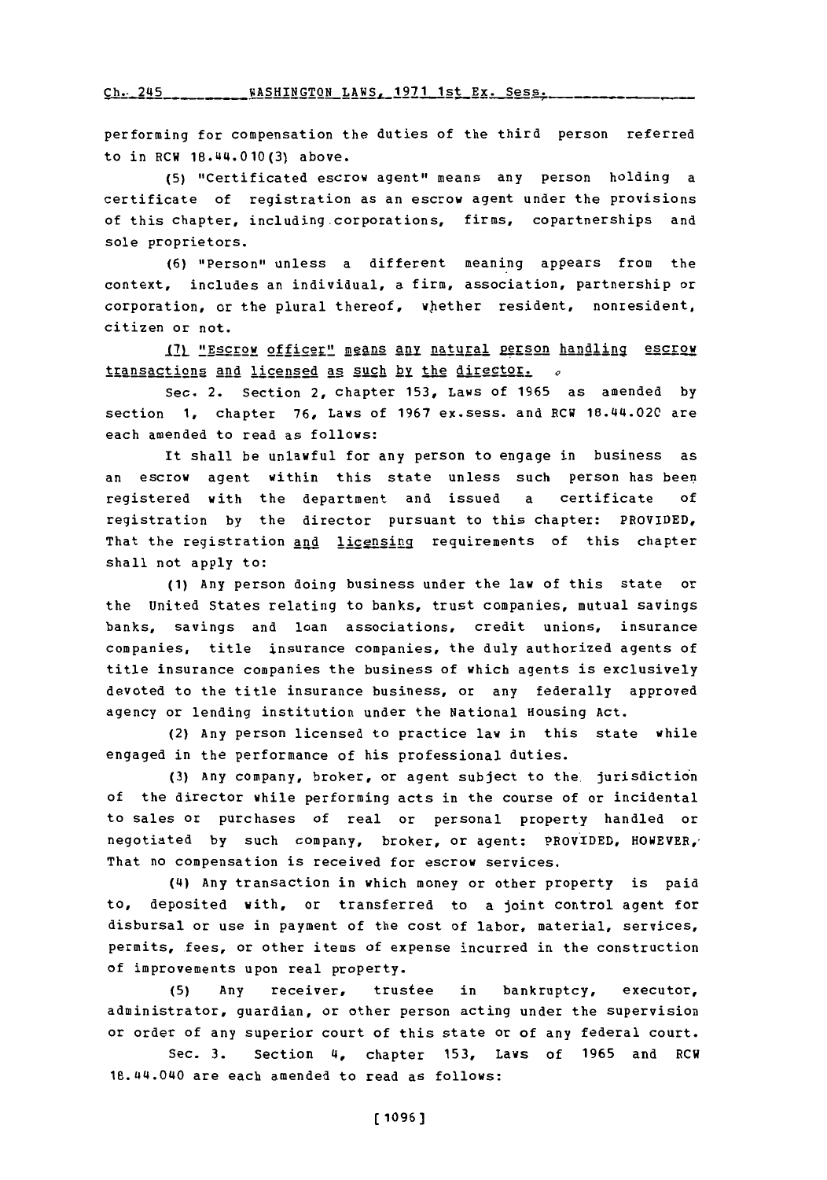performing for compensation the duties of the third person referred to in RCW 18.44.010(3) above.

(5) "Certificated escrow agent" means any person holding a certificate of registration as an escrow agent under the provisions of this chapter, including corporations, firms, copartnerships and sole proprietors.

(6) "Person" unless a different meaning appears from the context, includes an individual, a firm, association, partnership or corporation, or the plural thereof, whether resident, nonresident, citizen or not.

(7) "Escrow officer" means any natural person handling escrow transactions and licensed as such by the director.

Sec. 2. Section 2, chapter 153, Laws of 1965 as amended by section 1, chapter 76, Laws of 1967 ex.sess. and RCW 18.44.020 are each amended to read as follows:

It shall be unlawful for any person to engage in business as an escrow agent within this state unless such person has been registered with the department and issued a certificate of registration by the director pursuant to this chapter: PROVIDED, That the registration and licensing requirements of this chapter shall not apply to:

(1) Any person doing business under the law of this state or the United States relating to banks, trust companies, mutual savings banks, savings and loan associations, credit unions, insurance companies, title insurance companies, the duly authorized agents of title insurance companies the business of which agents is exclusively devoted to the title insurance business, or any federally approved agency or lending institution under the National Housing Act.

(2) Any person licensed to practice law in this state while engaged in the performance of his professional duties.

(3) Any company, broker, or agent subject to the jurisdiction of the director while performing acts in the course of or incidental to sales or purchases of real or personal property handled or negotiated by such company, broker, or agent: PROVIDED, HOWEVER, That no compensation is received for escrow services.

(4) Any transaction in which money or other property is paid to, deposited with, or transferred to a joint control agent for disbursal or use in payment of the cost of labor, material, services, permits, fees, or other items of expense incurred in the construction of improvements upon real property.

(5) Any receiver, trustee in bankruptcy, executor, administrator, guardian, or other person acting under the supervision or order of any superior court of this state or of any federal court.

Sec. 3. Section 4, chapter 153, Laws of 1965 and RCW 18.44.040 are each amended to read as follows: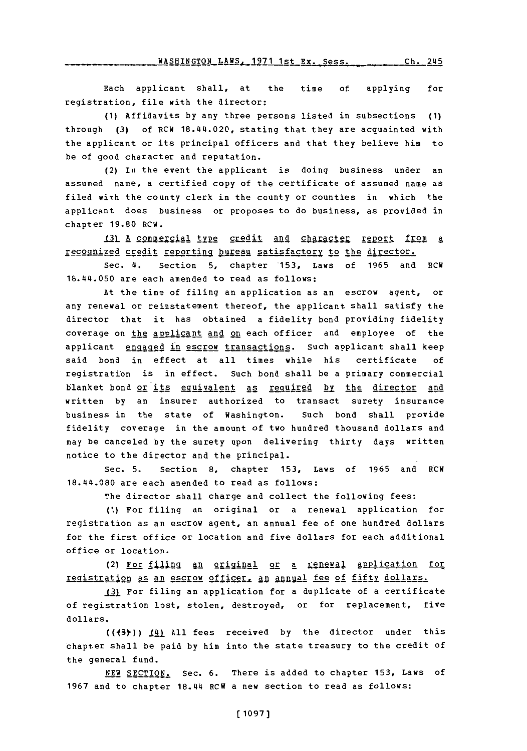Each applicant shall, at the time of applying for registration, file with the director:

(1) Affidavits by any three persons listed in subsections (1) through (3) of RCW 18.44.020, stating that they are acquainted with the applicant or its principal officers and that they believe him to be of good character and reputation.

(2) In the event the applicant is doing business under an assumed name, a certified copy of the certificate of assumed name as filed with the county clerk in the county or counties in which the applicant does business or proposes to do business, as provided in chapter 19.80 RCW.

(3) A commercial type credit and character report from a recognized credit reporting bureau satisfactory to the director.

Sec. 4. Section 5, chapter 153, Laws of 1965 and RCW 18.44.050 are each amended to read as follows:

At the time of filing an application as an escrow agent, or any renewal or reinstatement thereof, the applicant shall satisfy the director that it has obtained a fidelity bond providing fidelity coverage on the applicant and on each officer and employee of the applicant engaged in escrow transactions. Such applicant shall keep said bond in effect at all times while his certificate of registration is in effect. Such bond shall be a primary commercial blanket bond or its equivalent as required by the director and written by an insurer authorized to transact surety insurance business in the state of Washington. Such bond shall provide fidelity coverage in the amount of two hundred thousand dollars and may be canceled by the surety upon delivering thirty days written notice to the director and the principal.

Sec. 5. Section 8, chapter 153, Laws of 1965 and RCW 18.44.080 are each amended to read as follows:

The director shall charge and collect the following fees:

(1) For filing an original or a renewal application for registration as an escrow agent, an annual fee of one hundred dollars for the first office or location and five dollars for each additional office or location.

(2) For filing an original or a renewal application for registration as an escrow officer, an annual fee of fifty dollars.

(3) For filing an application for a duplicate of a certificate of registration lost, stolen, destroyed, or for replacement, five dollars.

((~~(3)~~)) (4) All fees received by the director under this chapter shall be paid by him into the state treasury to the credit of the general fund.

NEW SECTION. Sec. 6. There is added to chapter 153, Laws of 1967 and to chapter 18.44 RCW a new section to read as follows: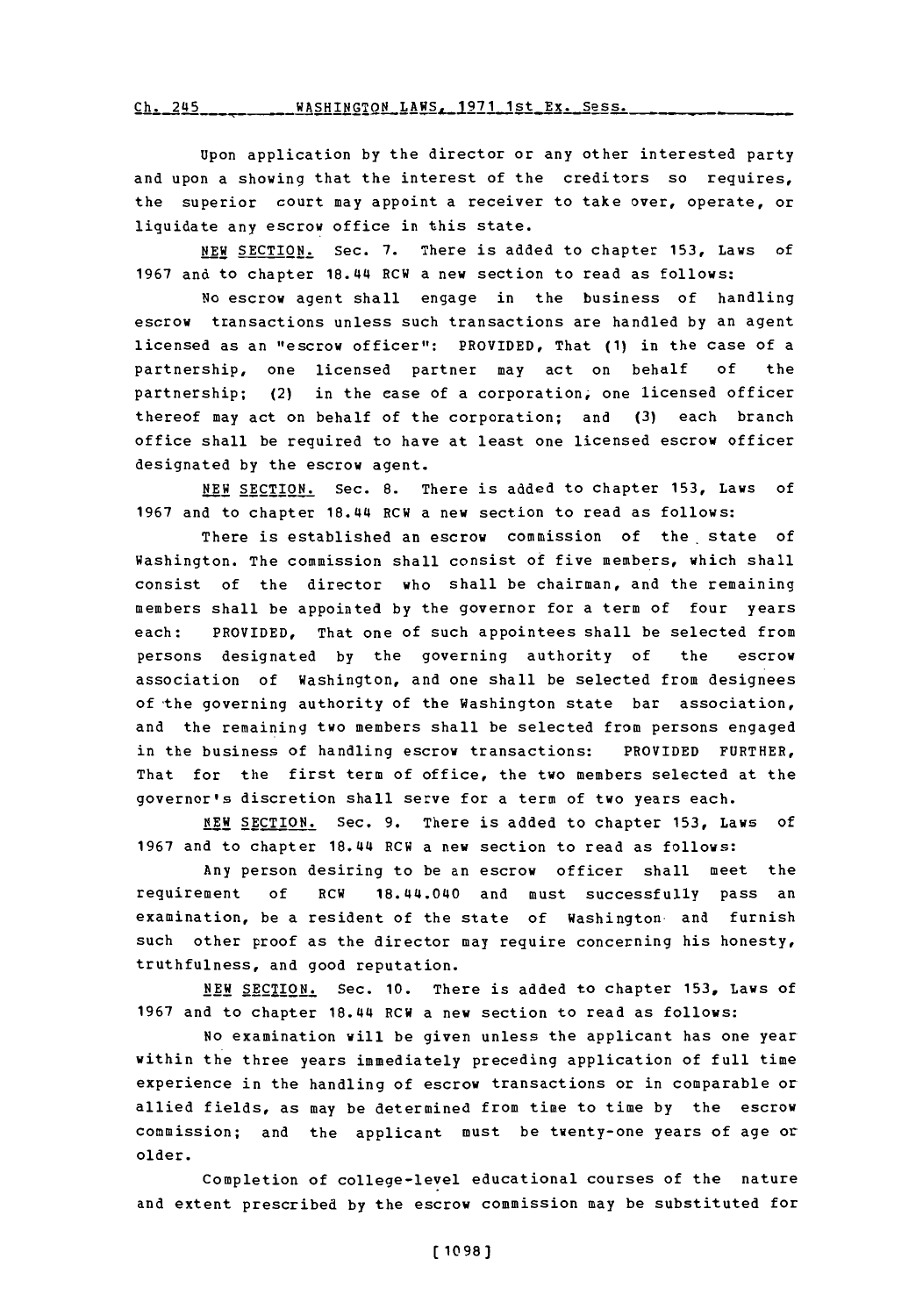Upon application by the director or any other interested party and upon a showing that the interest of the creditors so requires, the superior court may appoint a receiver to take over, operate, or liquidate any escrow office in this state.

NEW SECTION. Sec. 7. There is added to chapter 153, Laws of 1967 and to chapter 18.44 RCW a new section to read as follows:

No escrow agent shall engage in the business of handling escrow transactions unless such transactions are handled by an agent licensed as an "escrow officer": PROVIDED, That (1) in the case of a partnership, one licensed partner may act on behalf of the partnership; (2) in the case of a corporation, one licensed officer thereof may act on behalf of the corporation; and (3) each branch office shall be required to have at least one licensed escrow officer designated by the escrow agent.

NEW SECTION. Sec. 8. There is added to chapter 153, Laws of 1967 and to chapter 18.44 RCW a new section to read as follows:

There is established an escrow commission of the state of Washington. The commission shall consist of five members, which shall consist of the director who shall be chairman, and the remaining members shall be appointed by the governor for a term of four years each: PROVIDED, That one of such appointees shall be selected from persons designated by the governing authority of the escrow association of Washington, and one shall be selected from designees of the governing authority of the Washington state bar association, and the remaining two members shall be selected from persons engaged in the business of handling escrow transactions: PROVIDED FURTHER, That for the first term of office, the two members selected at the governor's discretion shall serve for a term of two years each.

NEW SECTION. Sec. 9. There is added to chapter 153, Laws of 1967 and to chapter 18.44 RCW a new section to read as follows:

Any person desiring to be an escrow officer shall meet the requirement of RCW 18.44.040 and must successfully pass an examination, be a resident of the state of Washington and furnish such other proof as the director may require concerning his honesty, truthfulness, and good reputation.

NEW SECTION. Sec. 10. There is added to chapter 153, Laws of 1967 and to chapter 18.44 RCW a new section to read as follows:

No examination will be given unless the applicant has one year within the three years immediately preceding application of full time experience in the handling of escrow transactions or in comparable or allied fields, as may be determined from time to time by the escrow commission; and the applicant must be twenty-one years of age or older.

Completion of college-level educational courses of the nature and extent prescribed by the escrow commission may be substituted for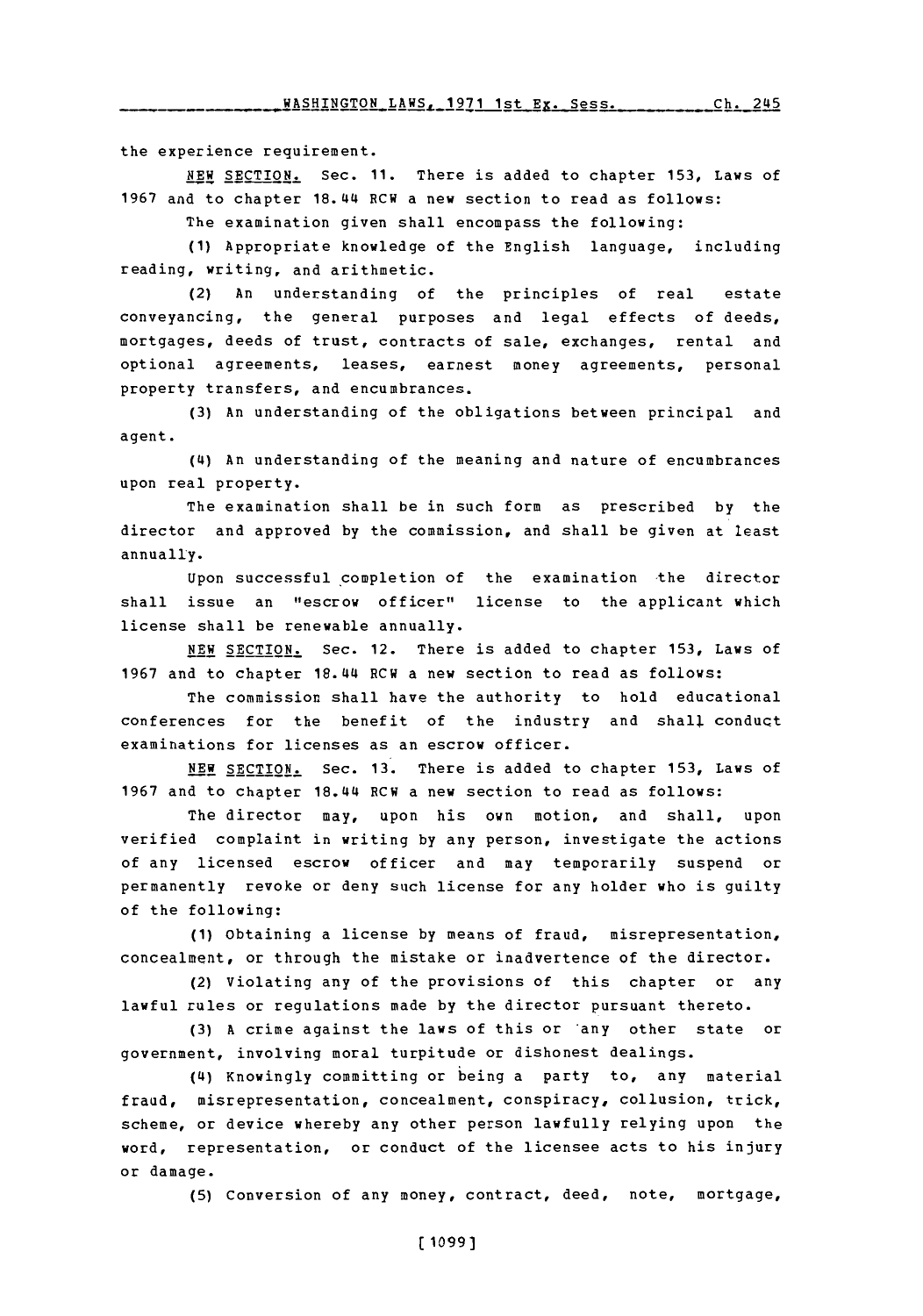the experience requirement.

NEW SECTION. Sec. 11. There is added to chapter 153, Laws of 1967 and to chapter 18.44 RCW a new section to read as follows:

The examination given shall encompass the following:

(1) Appropriate knowledge of the English language, including reading, writing, and arithmetic.

(2) An understanding of the principles of real estate conveyancing, the general purposes and legal effects of deeds, mortgages, deeds of trust, contracts of sale, exchanges, rental and optional agreements, leases, earnest money agreements, personal property transfers, and encumbrances.

(3) An understanding of the obligations between principal and agent.

(4) An understanding of the meaning and nature of encumbrances upon real property.

The examination shall be in such form as prescribed by the director and approved by the commission, and shall be given at least annually.

Upon successful completion of the examination the director shall issue an "escrow officer" license to the applicant which license shall be renewable annually.

NEW SECTION. Sec. 12. There is added to chapter 153, Laws of 1967 and to chapter 18.44 RCW a new section to read as follows:

The commission shall have the authority to hold educational conferences for the benefit of the industry and shall conduct examinations for licenses as an escrow officer.

NEW SECTION. Sec. 13. There is added to chapter 153, Laws of 1967 and to chapter 18.44 RCW a new section to read as follows:

The director may, upon his own motion, and shall, upon verified complaint in writing by any person, investigate the actions of any licensed escrow officer and may temporarily suspend or permanently revoke or deny such license for any holder who is guilty of the following:

(1) Obtaining a license by means of fraud, misrepresentation, concealment, or through the mistake or inadvertence of the director.

(2) Violating any of the provisions of this chapter or any lawful rules or regulations made by the director pursuant thereto.

(3) A crime against the laws of this or any other state or government, involving moral turpitude or dishonest dealings.

(4) Knowingly committing or being a party to, any material fraud, misrepresentation, concealment, conspiracy, collusion, trick, scheme, or device whereby any other person lawfully relying upon the word, representation, or conduct of the licensee acts to his injury or damage.

(5) Conversion of any money, contract, deed, note, mortgage,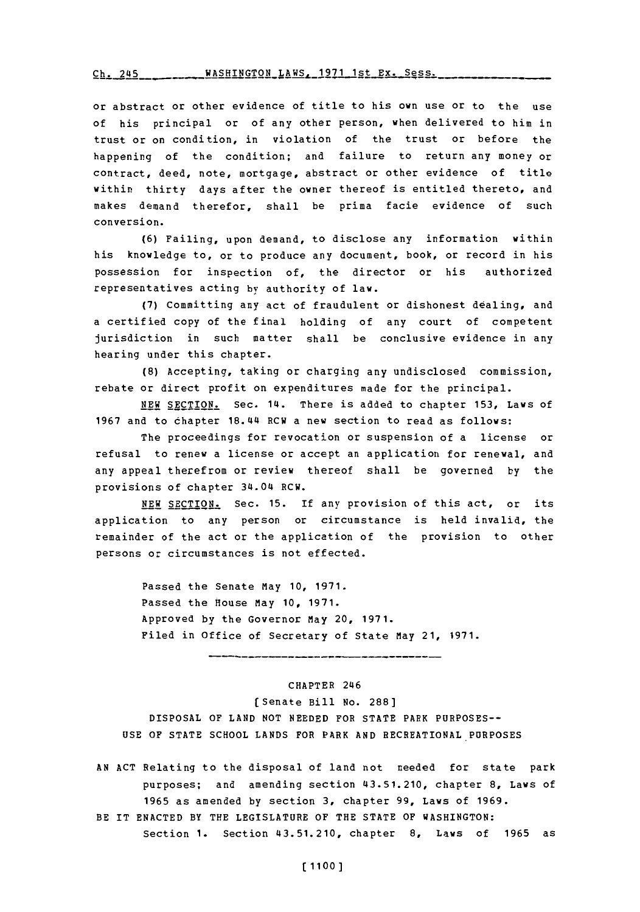or abstract or other evidence of title to his own use or to the use of his principal or of any other person, when delivered to him in trust or on condition, in violation of the trust or before the happening of the condition; and failure to return any money or contract, deed, note, mortgage, abstract or other evidence of title within thirty days after the owner thereof is entitled thereto, and makes demand therefor, shall be prima facie evidence of such conversion.

(6) Failing, upon demand, to disclose any information within his knowledge to, or to produce any document, book, or record in his possession for inspection of, the director or his authorized representatives acting by authority of law.

(7) Committing any act of fraudulent or dishonest dealing, and a certified copy of the final holding of any court of competent jurisdiction in such matter shall be conclusive evidence in any hearing under this chapter.

(8) Accepting, taking or charging any undisclosed commission, rebate or direct profit on expenditures made for the principal.

NEW SECTION. Sec. 14. There is added to chapter 153, Laws of 1967 and to chapter 18.44 RCW a new section to read as follows:

The proceedings for revocation or suspension of a license or refusal to renew a license or accept an application for renewal, and any appeal therefrom or review thereof shall be governed by the provisions of chapter 34.04 RCW.

NEW SECTION. Sec. 15. If any provision of this act, or its application to any person or circumstance is held invalid, the remainder of the act or the application of the provision to other persons or circumstances is not effected.

Passed the Senate May 10, 1971.
Passed the House May 10, 1971.
Approved by the Governor May 20, 1971.
Filed in Office of Secretary of State May 21, 1971.

---

## CHAPTER 246

[Senate Bill No. 288]

### DISPOSAL OF LAND NOT NEEDED FOR STATE PARK PURPOSES-- USE OF STATE SCHOOL LANDS FOR PARK AND RECREATIONAL PURPOSES

AN ACT Relating to the disposal of land not needed for state park purposes; and amending section 43.51.210, chapter 8, Laws of 1965 as amended by section 3, chapter 99, Laws of 1969.

BE IT ENACTED BY THE LEGISLATURE OF THE STATE OF WASHINGTON:

Section 1. Section 43.51.210, chapter 8, Laws of 1965 as